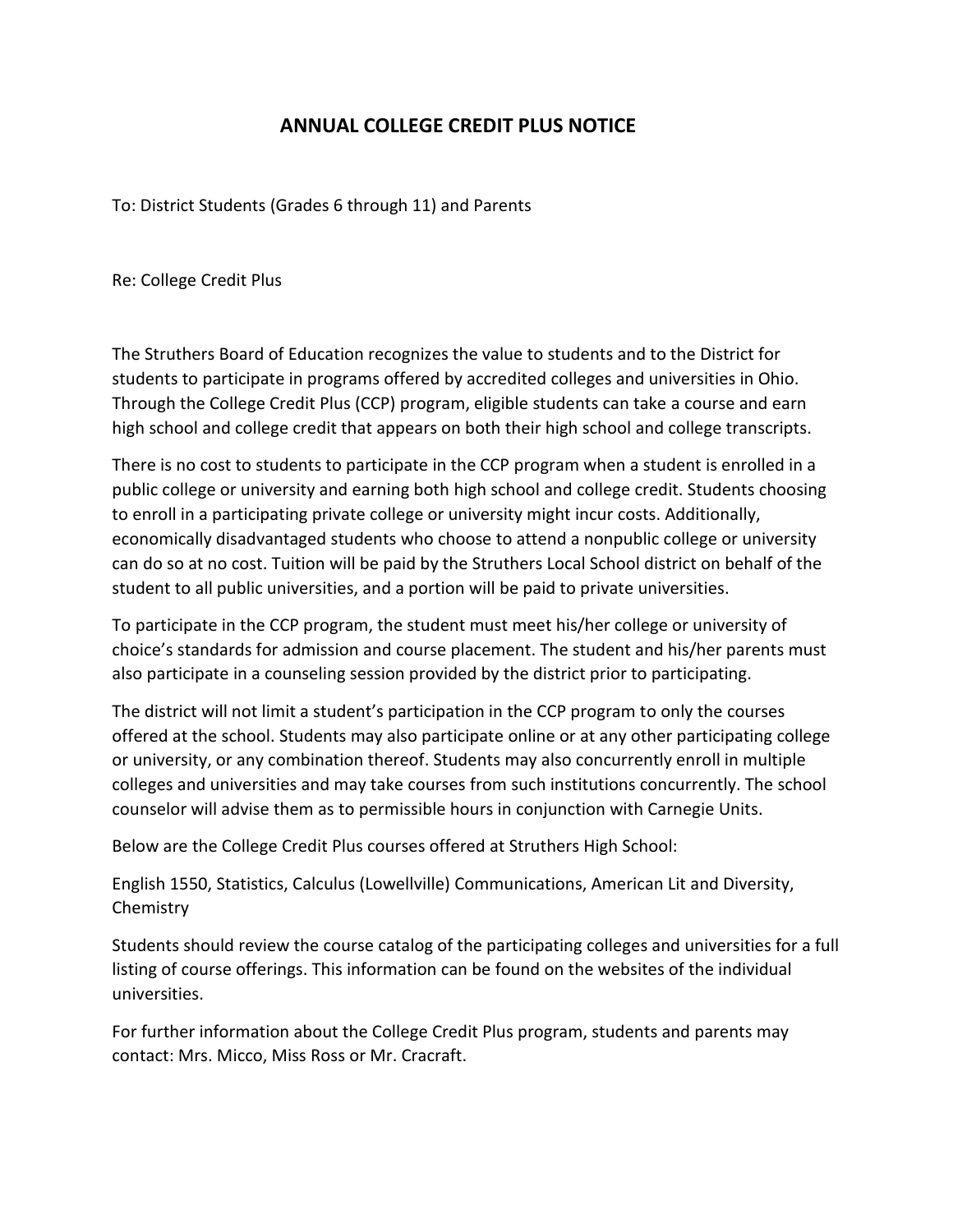# ANNUAL COLLEGE CREDIT PLUS NOTICE

To: District Students (Grades 6 through 11) and Parents

Re: College Credit Plus

The Struthers Board of Education recognizes the value to students and to the District for students to participate in programs offered by accredited colleges and universities in Ohio. Through the College Credit Plus (CCP) program, eligible students can take a course and earn high school and college credit that appears on both their high school and college transcripts.

There is no cost to students to participate in the CCP program when a student is enrolled in a public college or university and earning both high school and college credit. Students choosing to enroll in a participating private college or university might incur costs. Additionally, economically disadvantaged students who choose to attend a nonpublic college or university can do so at no cost. Tuition will be paid by the Struthers Local School district on behalf of the student to all public universities, and a portion will be paid to private universities.

To participate in the CCP program, the student must meet his/her college or university of choice's standards for admission and course placement. The student and his/her parents must also participate in a counseling session provided by the district prior to participating.

The district will not limit a student's participation in the CCP program to only the courses offered at the school. Students may also participate online or at any other participating college or university, or any combination thereof. Students may also concurrently enroll in multiple colleges and universities and may take courses from such institutions concurrently. The school counselor will advise them as to permissible hours in conjunction with Carnegie Units.

Below are the College Credit Plus courses offered at Struthers High School:

English 1550, Statistics, Calculus (Lowellville) Communications, American Lit and Diversity, Chemistry

Students should review the course catalog of the participating colleges and universities for a full listing of course offerings. This information can be found on the websites of the individual universities.

For further information about the College Credit Plus program, students and parents may contact: Mrs. Micco, Miss Ross or Mr. Cracraft.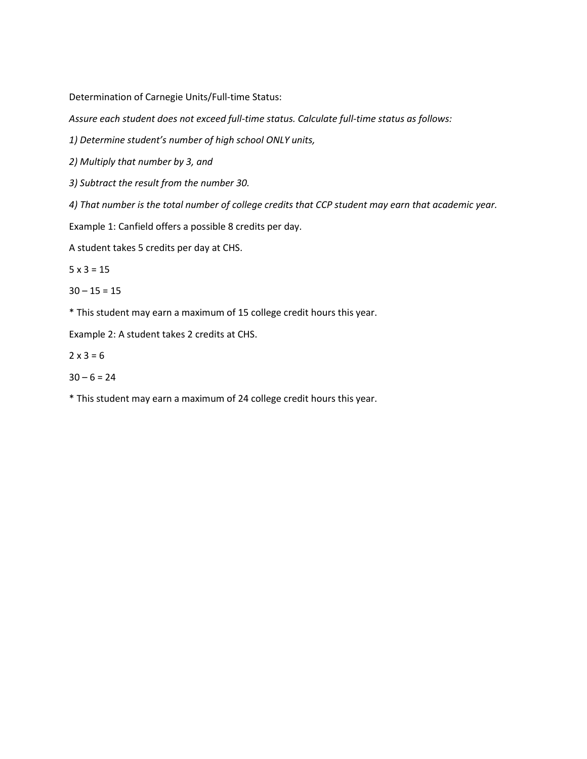Determination of Carnegie Units/Full-time Status:

*Assure each student does not exceed full-time status. Calculate full-time status as follows:*

*1) Determine student's number of high school ONLY units,*

*2) Multiply that number by 3, and*

*3) Subtract the result from the number 30.*

*4) That number is the total number of college credits that CCP student may earn that academic year.*

Example 1: Canfield offers a possible 8 credits per day.

A student takes 5 credits per day at CHS.

$5 \times 3 = 15$

$30 - 15 = 15$

* This student may earn a maximum of 15 college credit hours this year.

Example 2: A student takes 2 credits at CHS.

$2 \times 3 = 6$

$30 - 6 = 24$

* This student may earn a maximum of 24 college credit hours this year.